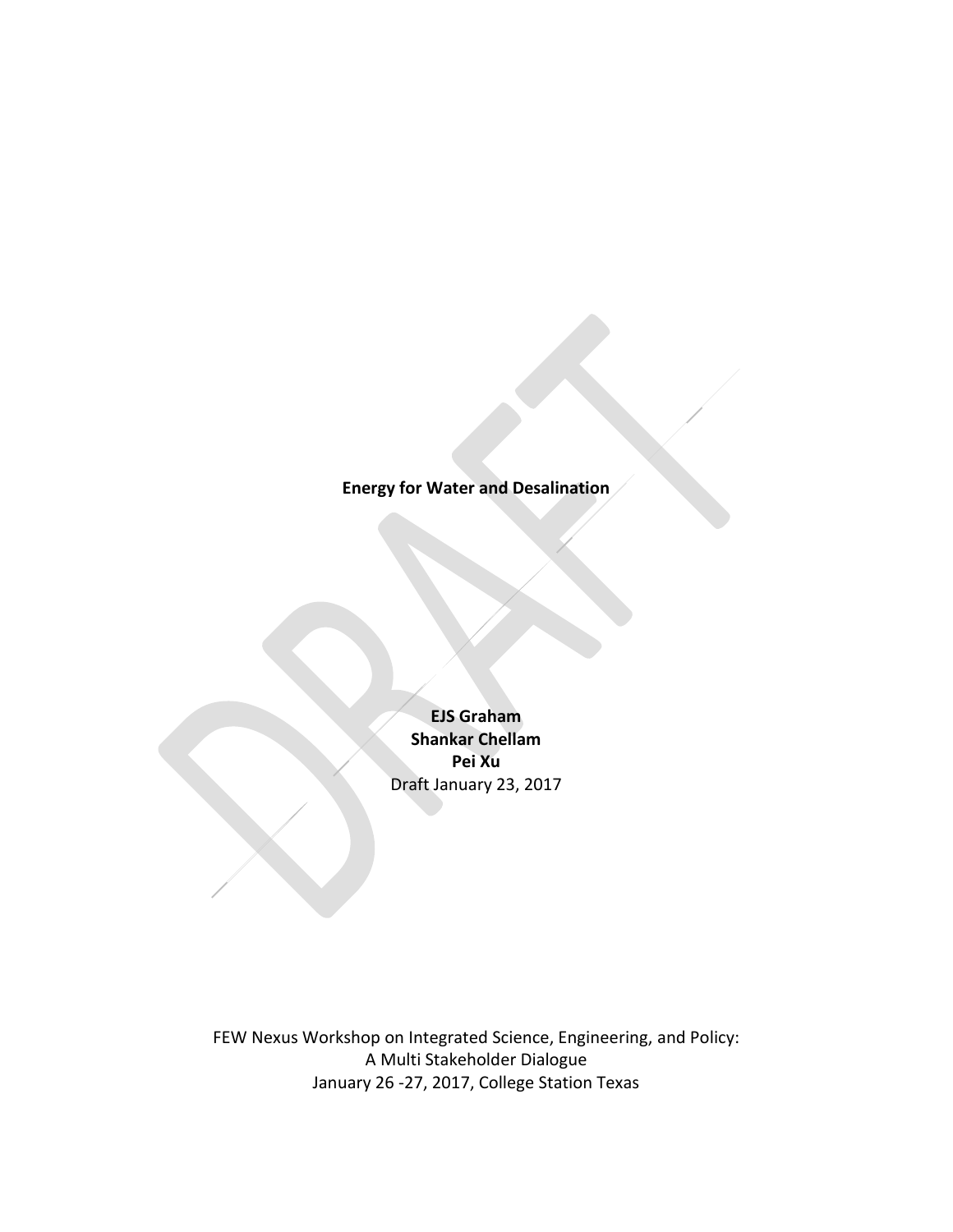# Energy for Water and Desalination

**EJS Graham**
**Shankar Chellam**
**Pei Xu**

Draft January 23, 2017

FEW Nexus Workshop on Integrated Science, Engineering, and Policy:
A Multi Stakeholder Dialogue
January 26 -27, 2017, College Station Texas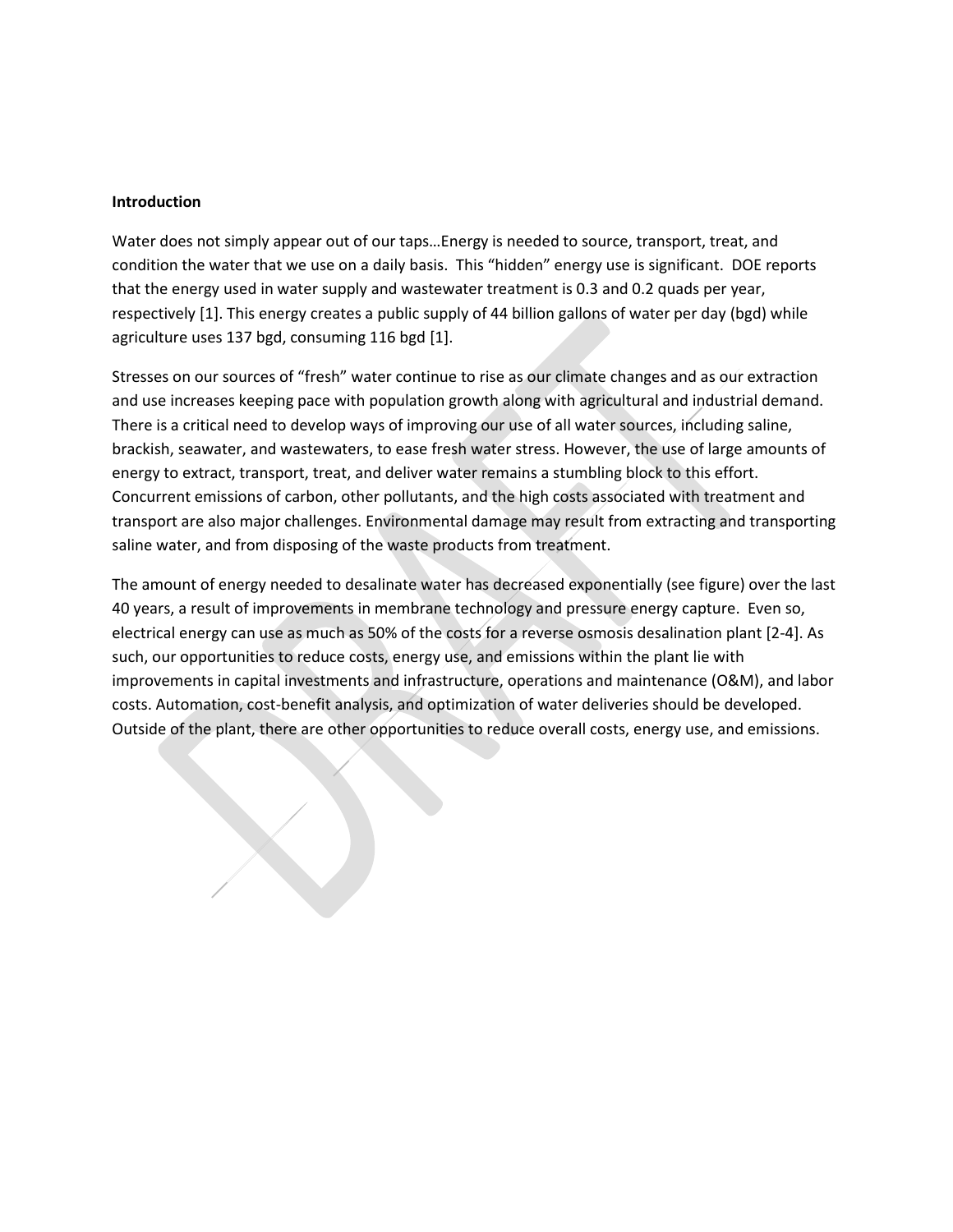**Introduction**

Water does not simply appear out of our taps…Energy is needed to source, transport, treat, and condition the water that we use on a daily basis. This "hidden" energy use is significant. DOE reports that the energy used in water supply and wastewater treatment is 0.3 and 0.2 quads per year, respectively [1]. This energy creates a public supply of 44 billion gallons of water per day (bgd) while agriculture uses 137 bgd, consuming 116 bgd [1].

Stresses on our sources of "fresh" water continue to rise as our climate changes and as our extraction and use increases keeping pace with population growth along with agricultural and industrial demand. There is a critical need to develop ways of improving our use of all water sources, including saline, brackish, seawater, and wastewaters, to ease fresh water stress. However, the use of large amounts of energy to extract, transport, treat, and deliver water remains a stumbling block to this effort. Concurrent emissions of carbon, other pollutants, and the high costs associated with treatment and transport are also major challenges. Environmental damage may result from extracting and transporting saline water, and from disposing of the waste products from treatment.

The amount of energy needed to desalinate water has decreased exponentially (see figure) over the last 40 years, a result of improvements in membrane technology and pressure energy capture. Even so, electrical energy can use as much as 50% of the costs for a reverse osmosis desalination plant [2-4]. As such, our opportunities to reduce costs, energy use, and emissions within the plant lie with improvements in capital investments and infrastructure, operations and maintenance (O&M), and labor costs. Automation, cost-benefit analysis, and optimization of water deliveries should be developed. Outside of the plant, there are other opportunities to reduce overall costs, energy use, and emissions.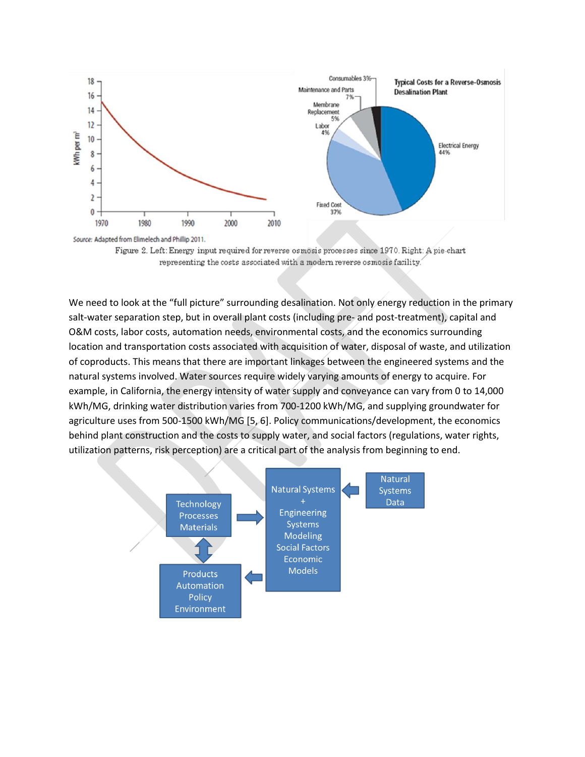Source: Adapted from Elimelech and Phillip 2011.

Figure 2. Left: Energy input required for reverse osmosis processes since 1970. Right: A pie-chart representing the costs associated with a modern reverse osmosis facility.

We need to look at the "full picture" surrounding desalination. Not only energy reduction in the primary salt-water separation step, but in overall plant costs (including pre- and post-treatment), capital and O&M costs, labor costs, automation needs, environmental costs, and the economics surrounding location and transportation costs associated with acquisition of water, disposal of waste, and utilization of coproducts. This means that there are important linkages between the engineered systems and the natural systems involved. Water sources require widely varying amounts of energy to acquire. For example, in California, the energy intensity of water supply and conveyance can vary from 0 to 14,000 kWh/MG, drinking water distribution varies from 700-1200 kWh/MG, and supplying groundwater for agriculture uses from 500-1500 kWh/MG [5, 6]. Policy communications/development, the economics behind plant construction and the costs to supply water, and social factors (regulations, water rights, utilization patterns, risk perception) are a critical part of the analysis from beginning to end.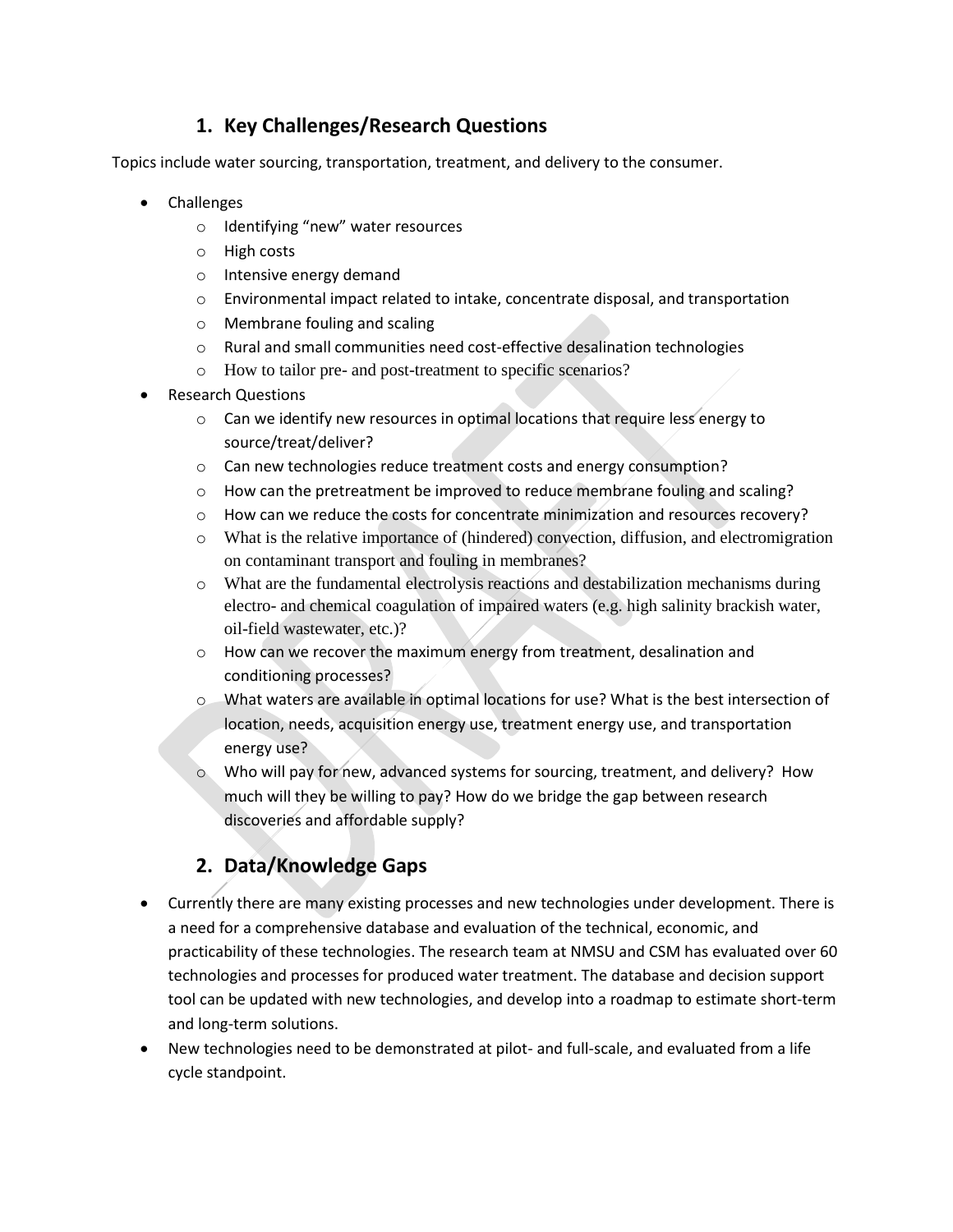## 1. Key Challenges/Research Questions

Topics include water sourcing, transportation, treatment, and delivery to the consumer.

- Challenges
  - Identifying "new" water resources
  - High costs
  - Intensive energy demand
  - Environmental impact related to intake, concentrate disposal, and transportation
  - Membrane fouling and scaling
  - Rural and small communities need cost-effective desalination technologies
  - How to tailor pre- and post-treatment to specific scenarios?
- Research Questions
  - Can we identify new resources in optimal locations that require less energy to source/treat/deliver?
  - Can new technologies reduce treatment costs and energy consumption?
  - How can the pretreatment be improved to reduce membrane fouling and scaling?
  - How can we reduce the costs for concentrate minimization and resources recovery?
  - What is the relative importance of (hindered) convection, diffusion, and electromigration on contaminant transport and fouling in membranes?
  - What are the fundamental electrolysis reactions and destabilization mechanisms during electro- and chemical coagulation of impaired waters (e.g. high salinity brackish water, oil-field wastewater, etc.)?
  - How can we recover the maximum energy from treatment, desalination and conditioning processes?
  - What waters are available in optimal locations for use? What is the best intersection of location, needs, acquisition energy use, treatment energy use, and transportation energy use?
  - Who will pay for new, advanced systems for sourcing, treatment, and delivery? How much will they be willing to pay? How do we bridge the gap between research discoveries and affordable supply?

## 2. Data/Knowledge Gaps

- Currently there are many existing processes and new technologies under development. There is a need for a comprehensive database and evaluation of the technical, economic, and practicability of these technologies. The research team at NMSU and CSM has evaluated over 60 technologies and processes for produced water treatment. The database and decision support tool can be updated with new technologies, and develop into a roadmap to estimate short-term and long-term solutions.
- New technologies need to be demonstrated at pilot- and full-scale, and evaluated from a life cycle standpoint.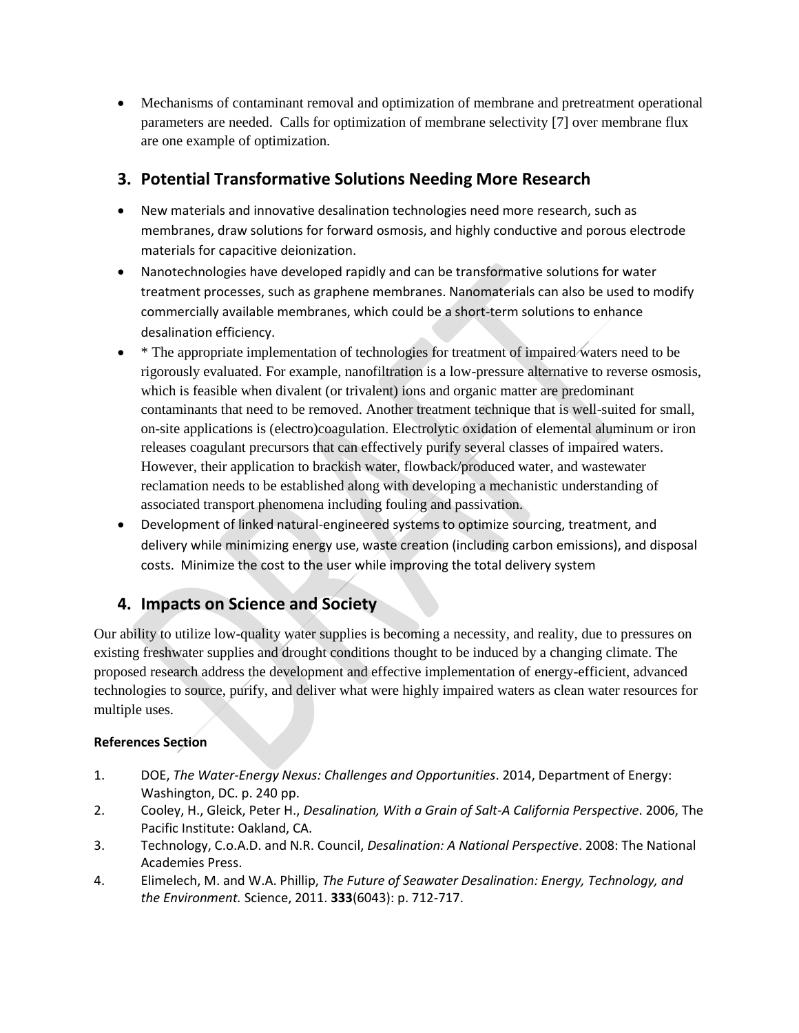- Mechanisms of contaminant removal and optimization of membrane and pretreatment operational parameters are needed. Calls for optimization of membrane selectivity [7] over membrane flux are one example of optimization.

## 3. Potential Transformative Solutions Needing More Research

- New materials and innovative desalination technologies need more research, such as membranes, draw solutions for forward osmosis, and highly conductive and porous electrode materials for capacitive deionization.
- Nanotechnologies have developed rapidly and can be transformative solutions for water treatment processes, such as graphene membranes. Nanomaterials can also be used to modify commercially available membranes, which could be a short-term solutions to enhance desalination efficiency.
- * The appropriate implementation of technologies for treatment of impaired waters need to be rigorously evaluated. For example, nanofiltration is a low-pressure alternative to reverse osmosis, which is feasible when divalent (or trivalent) ions and organic matter are predominant contaminants that need to be removed. Another treatment technique that is well-suited for small, on-site applications is (electro)coagulation. Electrolytic oxidation of elemental aluminum or iron releases coagulant precursors that can effectively purify several classes of impaired waters. However, their application to brackish water, flowback/produced water, and wastewater reclamation needs to be established along with developing a mechanistic understanding of associated transport phenomena including fouling and passivation.
- Development of linked natural-engineered systems to optimize sourcing, treatment, and delivery while minimizing energy use, waste creation (including carbon emissions), and disposal costs. Minimize the cost to the user while improving the total delivery system

## 4. Impacts on Science and Society

Our ability to utilize low-quality water supplies is becoming a necessity, and reality, due to pressures on existing freshwater supplies and drought conditions thought to be induced by a changing climate. The proposed research address the development and effective implementation of energy-efficient, advanced technologies to source, purify, and deliver what were highly impaired waters as clean water resources for multiple uses.

**References Section**

1. DOE, *The Water-Energy Nexus: Challenges and Opportunities*. 2014, Department of Energy: Washington, DC. p. 240 pp.
2. Cooley, H., Gleick, Peter H., *Desalination, With a Grain of Salt-A California Perspective*. 2006, The Pacific Institute: Oakland, CA.
3. Technology, C.o.A.D. and N.R. Council, *Desalination: A National Perspective*. 2008: The National Academies Press.
4. Elimelech, M. and W.A. Phillip, *The Future of Seawater Desalination: Energy, Technology, and the Environment.* Science, 2011. **333**(6043): p. 712-717.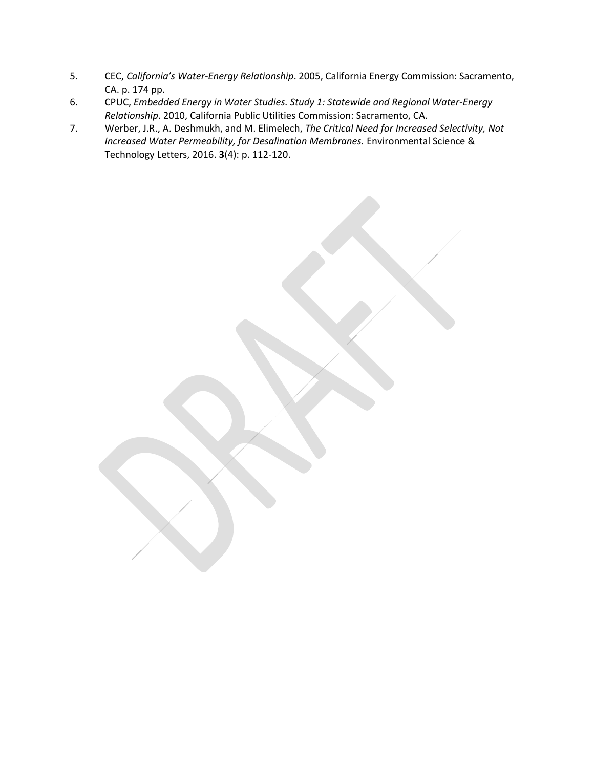5. CEC, *California's Water-Energy Relationship*. 2005, California Energy Commission: Sacramento, CA. p. 174 pp.
6. CPUC, *Embedded Energy in Water Studies. Study 1: Statewide and Regional Water-Energy Relationship*. 2010, California Public Utilities Commission: Sacramento, CA.
7. Werber, J.R., A. Deshmukh, and M. Elimelech, *The Critical Need for Increased Selectivity, Not Increased Water Permeability, for Desalination Membranes.* Environmental Science & Technology Letters, 2016. **3**(4): p. 112-120.